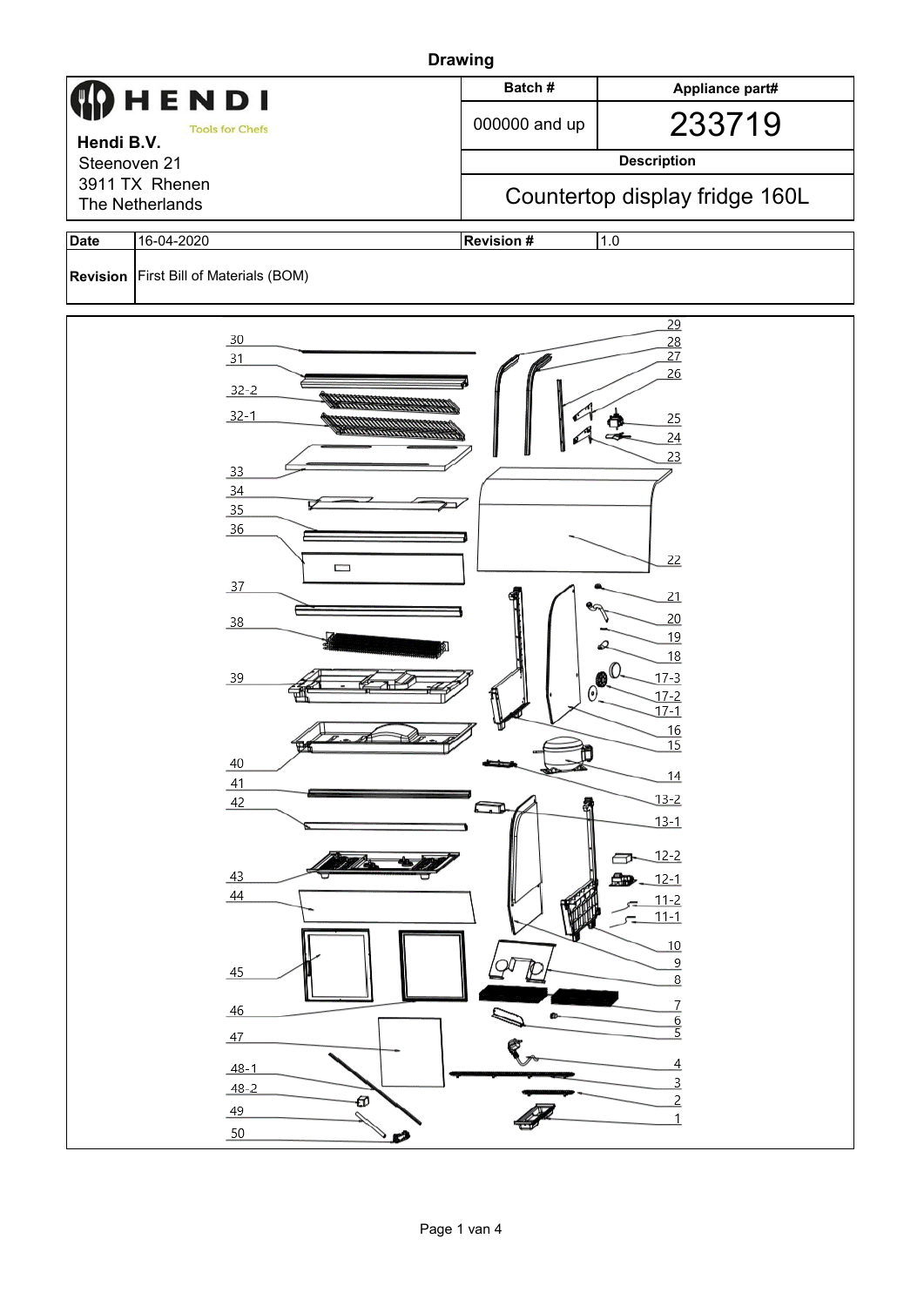# Drawing

| | | |
|---|---|---|
| **HENDI** Tools for Chefs | **Batch #** | **Appliance part#** |
| **Hendi B.V.** Steenoven 21 3911 TX Rhenen The Netherlands | 000000 and up | 233719 |
| | **Description** | |
| | Countertop display fridge 160L | |

| | | | |
|---|---|---|---|
| **Date** | 16-04-2020 | **Revision #** | 1.0 |
| **Revision** | First Bill of Materials (BOM) | | |

30
31
32-2
32-1
33
34
35
36
37
38
39
40
41
42
43
44
45
46
47
48-1
48-2
49
50

29
28
27
26
25
24
23
22
21
20
19
18
17-3
17-2
17-1
16
15
14
13-2
13-1
12-2
12-1
11-2
11-1
10
9
8
7
6
5
4
3
2
1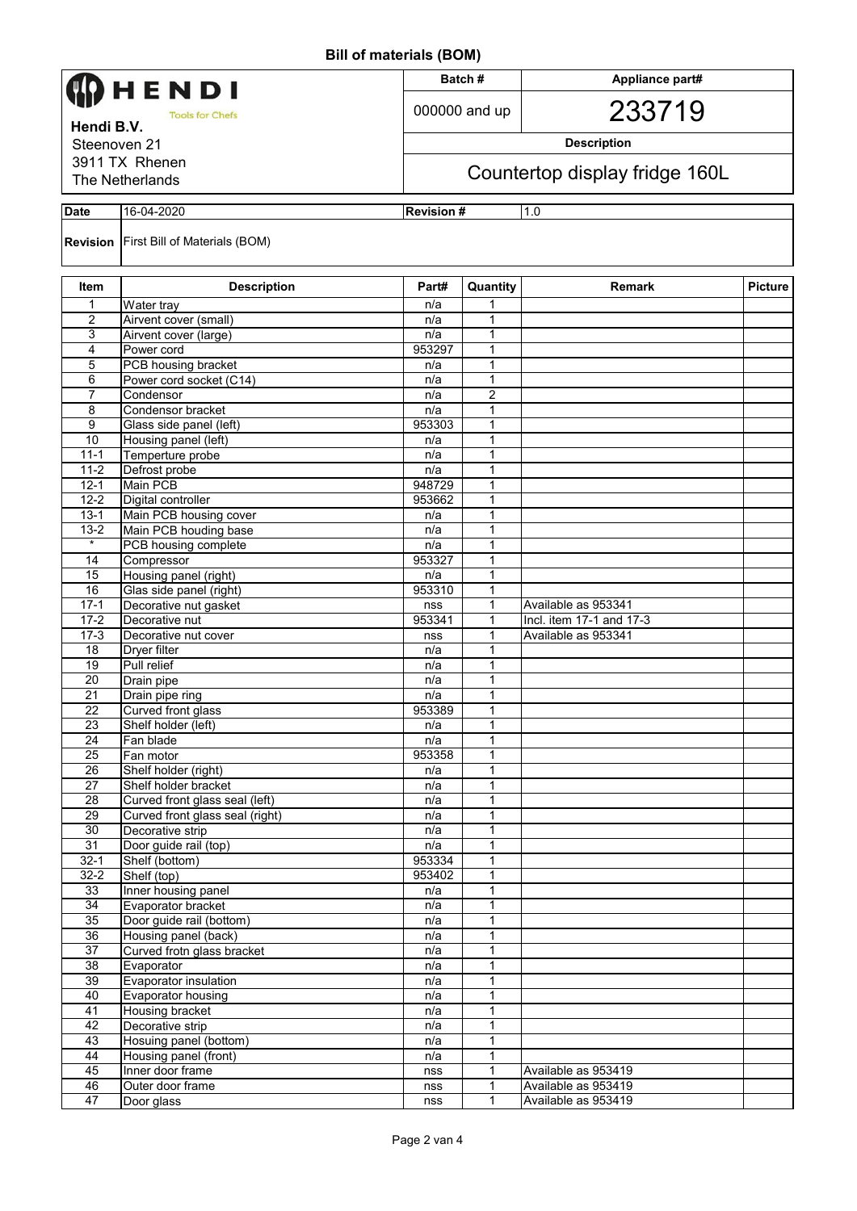# Bill of materials (BOM)

| HENDI Tools for Chefs | Batch # | Appliance part# |
|---|---|---|
| **Hendi B.V.** | 000000 and up | 233719 |
| Steenoven 21 | **Description** | |
| 3911 TX Rhenen | Countertop display fridge 160L | |
| The Netherlands | | |

| Date | 16-04-2020 | Revision # | 1.0 |
|---|---|---|---|
| **Revision** | First Bill of Materials (BOM) | | |

| Item | Description | Part# | Quantity | Remark | Picture |
|---|---|---|---|---|---|
| 1 | Water tray | n/a | 1 | | |
| 2 | Airvent cover (small) | n/a | 1 | | |
| 3 | Airvent cover (large) | n/a | 1 | | |
| 4 | Power cord | 953297 | 1 | | |
| 5 | PCB housing bracket | n/a | 1 | | |
| 6 | Power cord socket (C14) | n/a | 1 | | |
| 7 | Condensor | n/a | 2 | | |
| 8 | Condensor bracket | n/a | 1 | | |
| 9 | Glass side panel (left) | 953303 | 1 | | |
| 10 | Housing panel (left) | n/a | 1 | | |
| 11-1 | Temperture probe | n/a | 1 | | |
| 11-2 | Defrost probe | n/a | 1 | | |
| 12-1 | Main PCB | 948729 | 1 | | |
| 12-2 | Digital controller | 953662 | 1 | | |
| 13-1 | Main PCB housing cover | n/a | 1 | | |
| 13-2 | Main PCB houding base | n/a | 1 | | |
| * | PCB housing complete | n/a | 1 | | |
| 14 | Compressor | 953327 | 1 | | |
| 15 | Housing panel (right) | n/a | 1 | | |
| 16 | Glas side panel (right) | 953310 | 1 | | |
| 17-1 | Decorative nut gasket | nss | 1 | Available as 953341 | |
| 17-2 | Decorative nut | 953341 | 1 | Incl. item 17-1 and 17-3 | |
| 17-3 | Decorative nut cover | nss | 1 | Available as 953341 | |
| 18 | Dryer filter | n/a | 1 | | |
| 19 | Pull relief | n/a | 1 | | |
| 20 | Drain pipe | n/a | 1 | | |
| 21 | Drain pipe ring | n/a | 1 | | |
| 22 | Curved front glass | 953389 | 1 | | |
| 23 | Shelf holder (left) | n/a | 1 | | |
| 24 | Fan blade | n/a | 1 | | |
| 25 | Fan motor | 953358 | 1 | | |
| 26 | Shelf holder (right) | n/a | 1 | | |
| 27 | Shelf holder bracket | n/a | 1 | | |
| 28 | Curved front glass seal (left) | n/a | 1 | | |
| 29 | Curved front glass seal (right) | n/a | 1 | | |
| 30 | Decorative strip | n/a | 1 | | |
| 31 | Door guide rail (top) | n/a | 1 | | |
| 32-1 | Shelf (bottom) | 953334 | 1 | | |
| 32-2 | Shelf (top) | 953402 | 1 | | |
| 33 | Inner housing panel | n/a | 1 | | |
| 34 | Evaporator bracket | n/a | 1 | | |
| 35 | Door guide rail (bottom) | n/a | 1 | | |
| 36 | Housing panel (back) | n/a | 1 | | |
| 37 | Curved frotn glass bracket | n/a | 1 | | |
| 38 | Evaporator | n/a | 1 | | |
| 39 | Evaporator insulation | n/a | 1 | | |
| 40 | Evaporator housing | n/a | 1 | | |
| 41 | Housing bracket | n/a | 1 | | |
| 42 | Decorative strip | n/a | 1 | | |
| 43 | Hosuing panel (bottom) | n/a | 1 | | |
| 44 | Housing panel (front) | n/a | 1 | | |
| 45 | Inner door frame | nss | 1 | Available as 953419 | |
| 46 | Outer door frame | nss | 1 | Available as 953419 | |
| 47 | Door glass | nss | 1 | Available as 953419 | |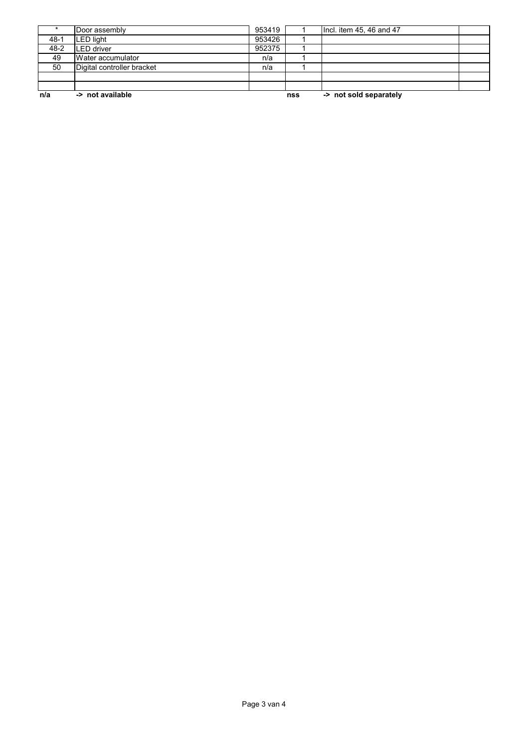| | | | | | |
|---|---|---|---|---|---|
| * | Door assembly | 953419 | 1 | Incl. item 45, 46 and 47 | |
| 48-1 | LED light | 953426 | 1 | | |
| 48-2 | LED driver | 952375 | 1 | | |
| 49 | Water accumulator | n/a | 1 | | |
| 50 | Digital controller bracket | n/a | 1 | | |
| | | | | | |
| | | | | | |

**n/a** **-> not available** **nss** **-> not sold separately**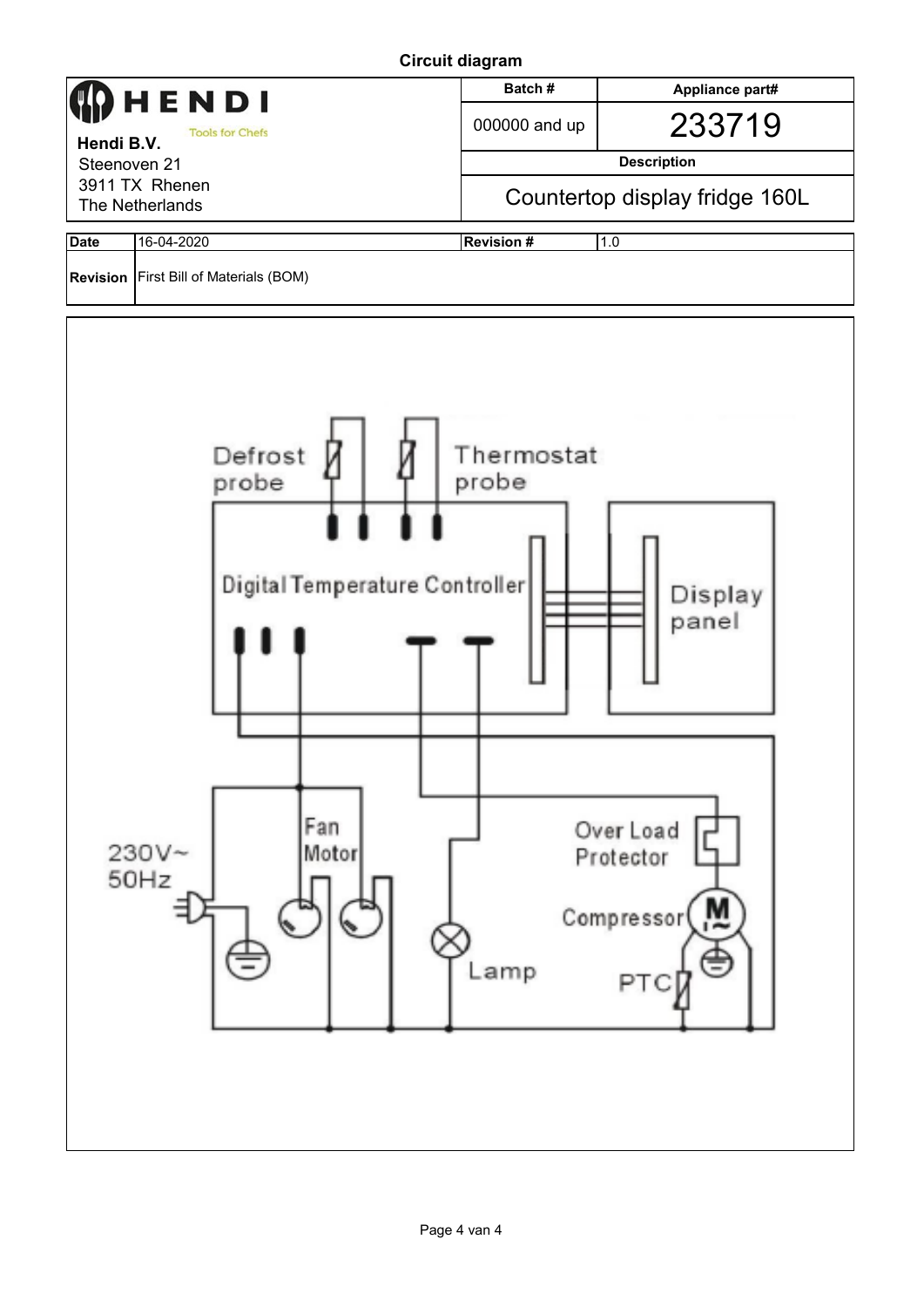# Circuit diagram

| | | | |
|---|---|---|---|
| **HENDI** Tools for Chefs<br>**Hendi B.V.**<br>Steenoven 21<br>3911 TX Rhenen<br>The Netherlands | | **Batch #** | **Appliance part#** |
| | | 000000 and up | 233719 |
| | | **Description** | |
| | | Countertop display fridge 160L | |

| | | | |
|---|---|---|---|
| **Date** | 16-04-2020 | **Revision #** | 1.0 |
| **Revision** | First Bill of Materials (BOM) | | |

Defrost probe

Thermostat probe

Digital Temperature Controller

Display panel

230V~
50Hz

Fan Motor

Lamp

Over Load Protector

Compressor

M

PTC